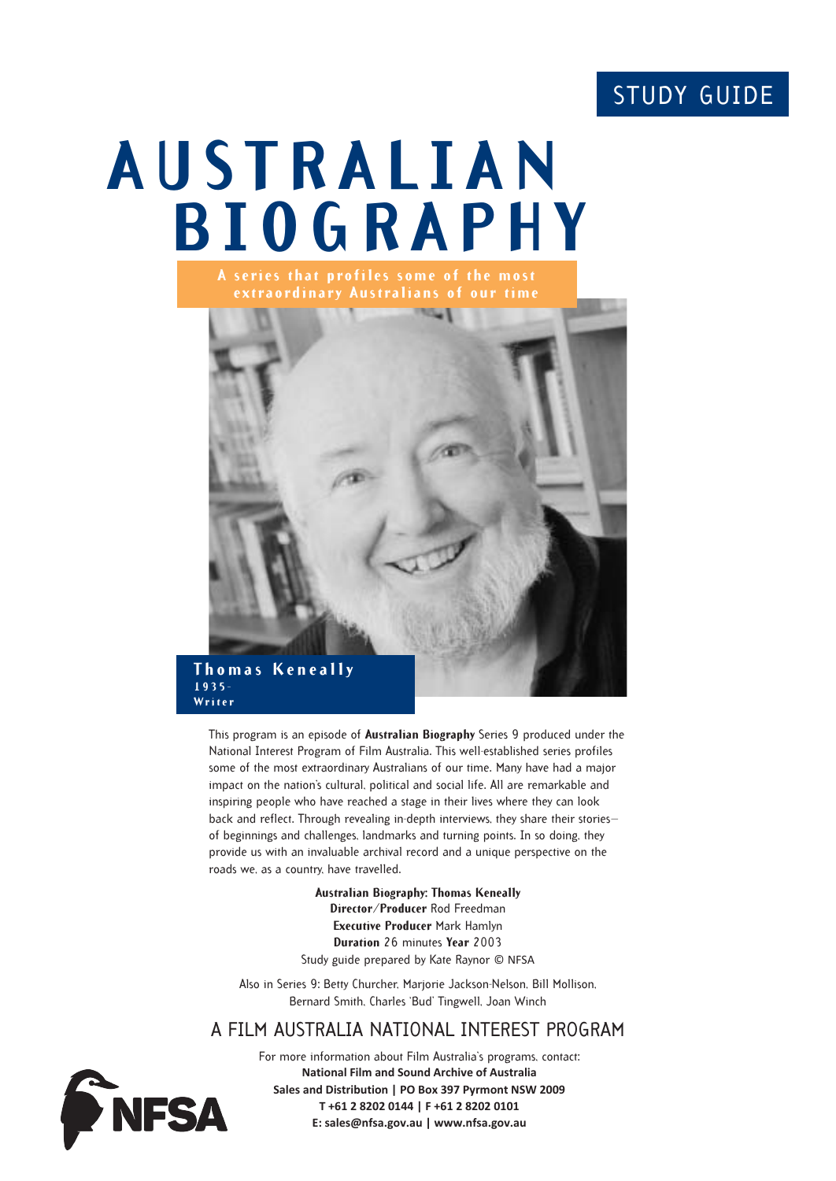STUDY GUIDE

# AUSTRALIAN BIOGRAPHY

A series that profiles some of the most extraordinary Australians of our time

**Thomas Keneally**
**1935-**
**Writer**

This program is an episode of **Australian Biography** Series 9 produced under the National Interest Program of Film Australia. This well-established series profiles some of the most extraordinary Australians of our time. Many have had a major impact on the nation's cultural, political and social life. All are remarkable and inspiring people who have reached a stage in their lives where they can look back and reflect. Through revealing in-depth interviews, they share their stories—of beginnings and challenges, landmarks and turning points. In so doing, they provide us with an invaluable archival record and a unique perspective on the roads we, as a country, have travelled.

**Australian Biography: Thomas Keneally**
**Director/Producer** Rod Freedman
**Executive Producer** Mark Hamlyn
**Duration** 26 minutes **Year** 2003
Study guide prepared by Kate Raynor © NFSA

Also in Series 9: Betty Churcher, Marjorie Jackson-Nelson, Bill Mollison, Bernard Smith, Charles 'Bud' Tingwell, Joan Winch

## A FILM AUSTRALIA NATIONAL INTEREST PROGRAM

For more information about Film Australia's programs, contact:
**National Film and Sound Archive of Australia**
**Sales and Distribution | PO Box 397 Pyrmont NSW 2009**
**T +61 2 8202 0144 | F +61 2 8202 0101**
**E: sales@nfsa.gov.au | www.nfsa.gov.au**

NFSA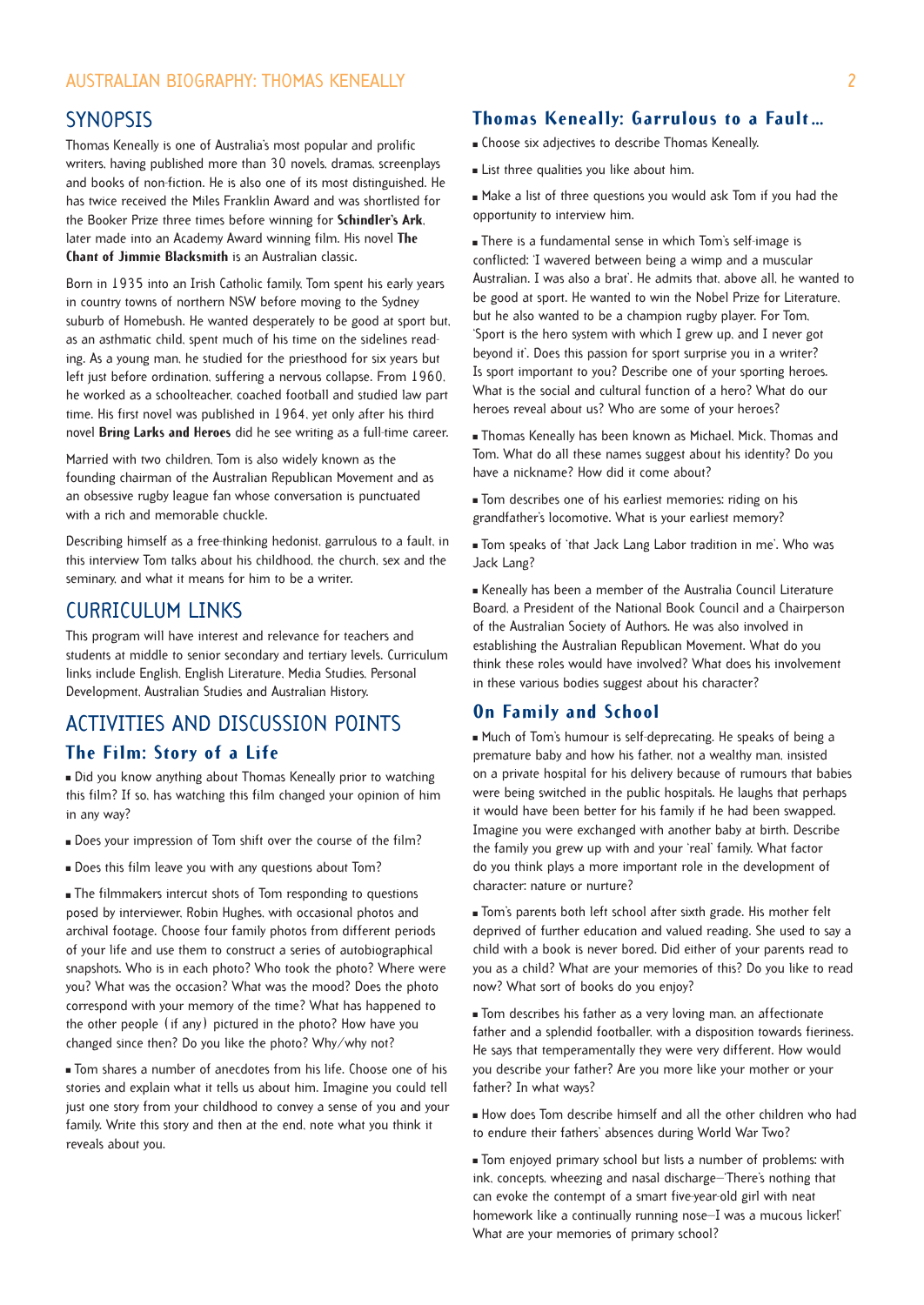## SYNOPSIS

Thomas Keneally is one of Australia's most popular and prolific writers, having published more than 30 novels, dramas, screenplays and books of non-fiction. He is also one of its most distinguished. He has twice received the Miles Franklin Award and was shortlisted for the Booker Prize three times before winning for **Schindler's Ark**, later made into an Academy Award winning film. His novel **The Chant of Jimmie Blacksmith** is an Australian classic.

Born in 1935 into an Irish Catholic family, Tom spent his early years in country towns of northern NSW before moving to the Sydney suburb of Homebush. He wanted desperately to be good at sport but, as an asthmatic child, spent much of his time on the sidelines reading. As a young man, he studied for the priesthood for six years but left just before ordination, suffering a nervous collapse. From 1960, he worked as a schoolteacher, coached football and studied law part time. His first novel was published in 1964, yet only after his third novel **Bring Larks and Heroes** did he see writing as a full-time career.

Married with two children, Tom is also widely known as the founding chairman of the Australian Republican Movement and as an obsessive rugby league fan whose conversation is punctuated with a rich and memorable chuckle.

Describing himself as a free-thinking hedonist, garrulous to a fault, in this interview Tom talks about his childhood, the church, sex and the seminary, and what it means for him to be a writer.

## CURRICULUM LINKS

This program will have interest and relevance for teachers and students at middle to senior secondary and tertiary levels. Curriculum links include English, English Literature, Media Studies, Personal Development, Australian Studies and Australian History.

## ACTIVITIES AND DISCUSSION POINTS

### The Film: Story of a Life

- Did you know anything about Thomas Keneally prior to watching this film? If so, has watching this film changed your opinion of him in any way?
- Does your impression of Tom shift over the course of the film?
- Does this film leave you with any questions about Tom?
- The filmmakers intercut shots of Tom responding to questions posed by interviewer, Robin Hughes, with occasional photos and archival footage. Choose four family photos from different periods of your life and use them to construct a series of autobiographical snapshots. Who is in each photo? Who took the photo? Where were you? What was the occasion? What was the mood? Does the photo correspond with your memory of the time? What has happened to the other people (if any) pictured in the photo? How have you changed since then? Do you like the photo? Why/why not?
- Tom shares a number of anecdotes from his life. Choose one of his stories and explain what it tells us about him. Imagine you could tell just one story from your childhood to convey a sense of you and your family. Write this story and then at the end, note what you think it reveals about you.

### Thomas Keneally: Garrulous to a Fault…

- Choose six adjectives to describe Thomas Keneally.
- List three qualities you like about him.
- Make a list of three questions you would ask Tom if you had the opportunity to interview him.
- There is a fundamental sense in which Tom's self-image is conflicted: 'I wavered between being a wimp and a muscular Australian. I was also a brat'. He admits that, above all, he wanted to be good at sport. He wanted to win the Nobel Prize for Literature, but he also wanted to be a champion rugby player. For Tom, 'Sport is the hero system with which I grew up, and I never got beyond it'. Does this passion for sport surprise you in a writer? Is sport important to you? Describe one of your sporting heroes. What is the social and cultural function of a hero? What do our heroes reveal about us? Who are some of your heroes?
- Thomas Keneally has been known as Michael, Mick, Thomas and Tom. What do all these names suggest about his identity? Do you have a nickname? How did it come about?
- Tom describes one of his earliest memories: riding on his grandfather's locomotive. What is your earliest memory?
- Tom speaks of 'that Jack Lang Labor tradition in me'. Who was Jack Lang?
- Keneally has been a member of the Australia Council Literature Board, a President of the National Book Council and a Chairperson of the Australian Society of Authors. He was also involved in establishing the Australian Republican Movement. What do you think these roles would have involved? What does his involvement in these various bodies suggest about his character?

### On Family and School

- Much of Tom's humour is self-deprecating. He speaks of being a premature baby and how his father, not a wealthy man, insisted on a private hospital for his delivery because of rumours that babies were being switched in the public hospitals. He laughs that perhaps it would have been better for his family if he had been swapped. Imagine you were exchanged with another baby at birth. Describe the family you grew up with and your 'real' family. What factor do you think plays a more important role in the development of character: nature or nurture?
- Tom's parents both left school after sixth grade. His mother felt deprived of further education and valued reading. She used to say a child with a book is never bored. Did either of your parents read to you as a child? What are your memories of this? Do you like to read now? What sort of books do you enjoy?
- Tom describes his father as a very loving man, an affectionate father and a splendid footballer, with a disposition towards fieriness. He says that temperamentally they were very different. How would you describe your father? Are you more like your mother or your father? In what ways?
- How does Tom describe himself and all the other children who had to endure their fathers' absences during World War Two?
- Tom enjoyed primary school but lists a number of problems: with ink, concepts, wheezing and nasal discharge—'There's nothing that can evoke the contempt of a smart five-year-old girl with neat homework like a continually running nose—I was a mucous licker!' What are your memories of primary school?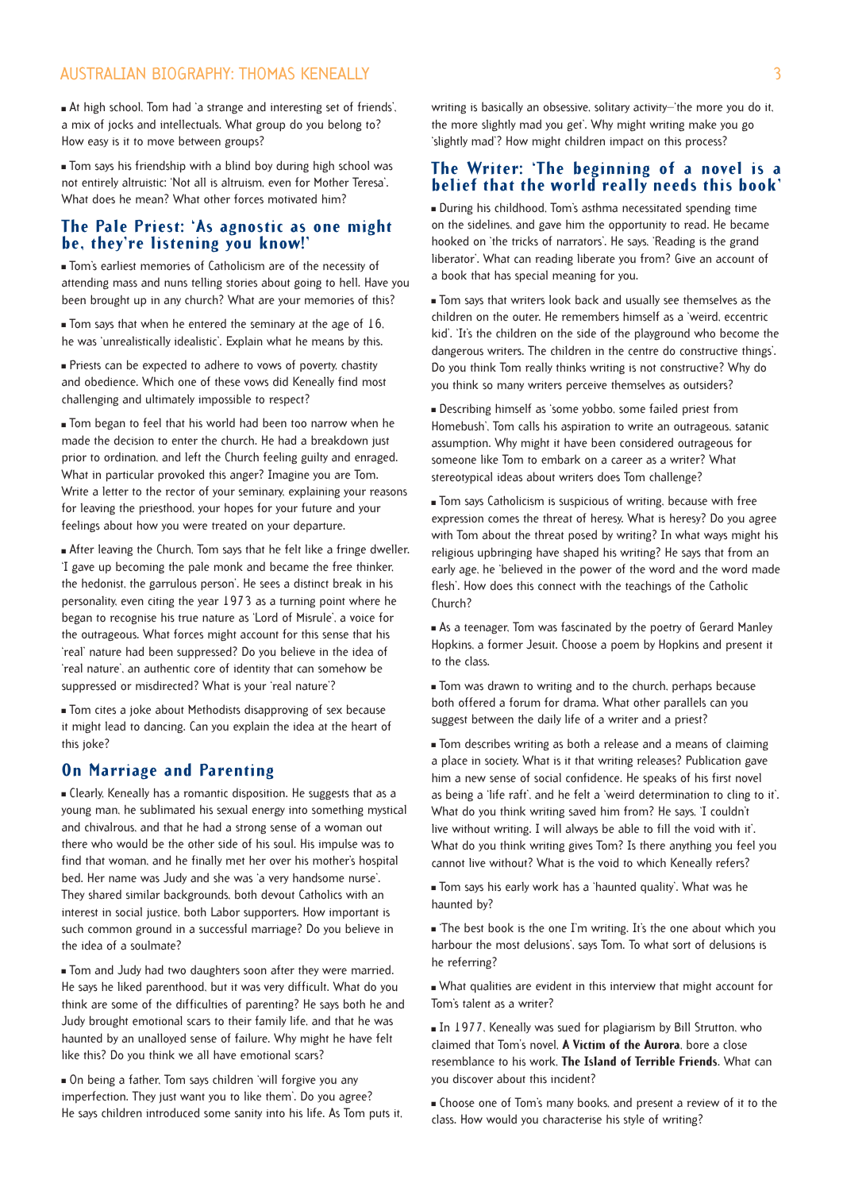- At high school, Tom had 'a strange and interesting set of friends', a mix of jocks and intellectuals. What group do you belong to? How easy is it to move between groups?

- Tom says his friendship with a blind boy during high school was not entirely altruistic: 'Not all is altruism, even for Mother Teresa'. What does he mean? What other forces motivated him?

## The Pale Priest: 'As agnostic as one might be, they're listening you know!'

- Tom's earliest memories of Catholicism are of the necessity of attending mass and nuns telling stories about going to hell. Have you been brought up in any church? What are your memories of this?

- Tom says that when he entered the seminary at the age of 16, he was 'unrealistically idealistic'. Explain what he means by this.

- Priests can be expected to adhere to vows of poverty, chastity and obedience. Which one of these vows did Keneally find most challenging and ultimately impossible to respect?

- Tom began to feel that his world had been too narrow when he made the decision to enter the church. He had a breakdown just prior to ordination, and left the Church feeling guilty and enraged. What in particular provoked this anger? Imagine you are Tom. Write a letter to the rector of your seminary, explaining your reasons for leaving the priesthood, your hopes for your future and your feelings about how you were treated on your departure.

- After leaving the Church, Tom says that he felt like a fringe dweller. 'I gave up becoming the pale monk and became the free thinker, the hedonist, the garrulous person'. He sees a distinct break in his personality, even citing the year 1973 as a turning point where he began to recognise his true nature as 'Lord of Misrule', a voice for the outrageous. What forces might account for this sense that his 'real' nature had been suppressed? Do you believe in the idea of 'real nature', an authentic core of identity that can somehow be suppressed or misdirected? What is your 'real nature'?

- Tom cites a joke about Methodists disapproving of sex because it might lead to dancing. Can you explain the idea at the heart of this joke?

## On Marriage and Parenting

- Clearly, Keneally has a romantic disposition. He suggests that as a young man, he sublimated his sexual energy into something mystical and chivalrous, and that he had a strong sense of a woman out there who would be the other side of his soul. His impulse was to find that woman, and he finally met her over his mother's hospital bed. Her name was Judy and she was 'a very handsome nurse'. They shared similar backgrounds, both devout Catholics with an interest in social justice, both Labor supporters. How important is such common ground in a successful marriage? Do you believe in the idea of a soulmate?

- Tom and Judy had two daughters soon after they were married. He says he liked parenthood, but it was very difficult. What do you think are some of the difficulties of parenting? He says both he and Judy brought emotional scars to their family life, and that he was haunted by an unalloyed sense of failure. Why might he have felt like this? Do you think we all have emotional scars?

- On being a father, Tom says children 'will forgive you any imperfection. They just want you to like them'. Do you agree? He says children introduced some sanity into his life. As Tom puts it, writing is basically an obsessive, solitary activity—'the more you do it, the more slightly mad you get'. Why might writing make you go 'slightly mad'? How might children impact on this process?

## The Writer: 'The beginning of a novel is a belief that the world really needs this book'

- During his childhood, Tom's asthma necessitated spending time on the sidelines, and gave him the opportunity to read. He became hooked on 'the tricks of narrators'. He says, 'Reading is the grand liberator'. What can reading liberate you from? Give an account of a book that has special meaning for you.

- Tom says that writers look back and usually see themselves as the children on the outer. He remembers himself as a 'weird, eccentric kid'. 'It's the children on the side of the playground who become the dangerous writers. The children in the centre do constructive things'. Do you think Tom really thinks writing is not constructive? Why do you think so many writers perceive themselves as outsiders?

- Describing himself as 'some yobbo, some failed priest from Homebush', Tom calls his aspiration to write an outrageous, satanic assumption. Why might it have been considered outrageous for someone like Tom to embark on a career as a writer? What stereotypical ideas about writers does Tom challenge?

- Tom says Catholicism is suspicious of writing, because with free expression comes the threat of heresy. What is heresy? Do you agree with Tom about the threat posed by writing? In what ways might his religious upbringing have shaped his writing? He says that from an early age, he 'believed in the power of the word and the word made flesh'. How does this connect with the teachings of the Catholic Church?

- As a teenager, Tom was fascinated by the poetry of Gerard Manley Hopkins, a former Jesuit. Choose a poem by Hopkins and present it to the class.

- Tom was drawn to writing and to the church, perhaps because both offered a forum for drama. What other parallels can you suggest between the daily life of a writer and a priest?

- Tom describes writing as both a release and a means of claiming a place in society. What is it that writing releases? Publication gave him a new sense of social confidence. He speaks of his first novel as being a 'life raft', and he felt a 'weird determination to cling to it'. What do you think writing saved him from? He says, 'I couldn't live without writing. I will always be able to fill the void with it'. What do you think writing gives Tom? Is there anything you feel you cannot live without? What is the void to which Keneally refers?

- Tom says his early work has a 'haunted quality'. What was he haunted by?

- 'The best book is the one I'm writing. It's the one about which you harbour the most delusions', says Tom. To what sort of delusions is he referring?

- What qualities are evident in this interview that might account for Tom's talent as a writer?

- In 1977, Keneally was sued for plagiarism by Bill Strutton, who claimed that Tom's novel, **A Victim of the Aurora**, bore a close resemblance to his work, **The Island of Terrible Friends**. What can you discover about this incident?

- Choose one of Tom's many books, and present a review of it to the class. How would you characterise his style of writing?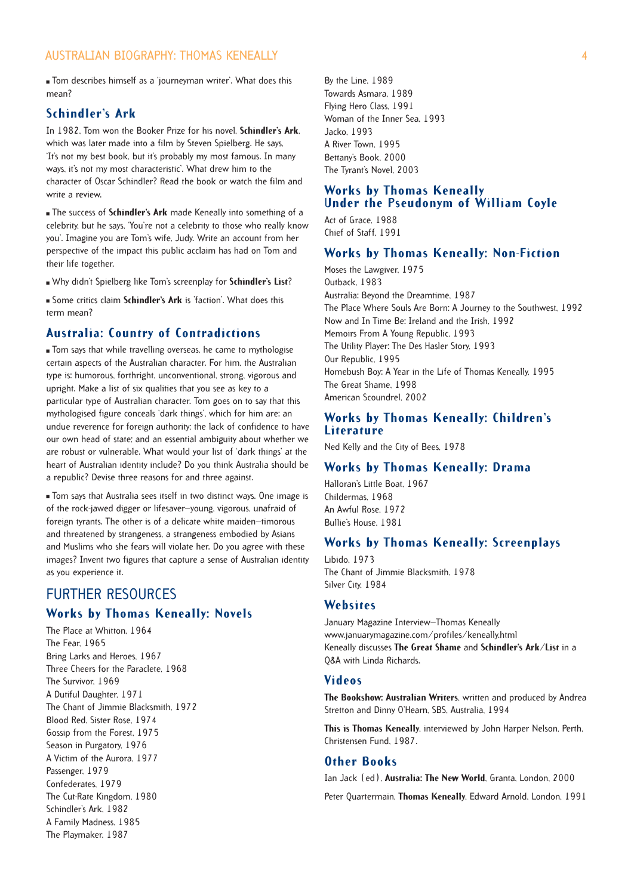■ Tom describes himself as a 'journeyman writer'. What does this mean?

## Schindler's Ark

In 1982, Tom won the Booker Prize for his novel, **Schindler's Ark**, which was later made into a film by Steven Spielberg. He says, 'It's not my best book, but it's probably my most famous. In many ways, it's not my most characteristic'. What drew him to the character of Oscar Schindler? Read the book or watch the film and write a review.

■ The success of **Schindler's Ark** made Keneally into something of a celebrity, but he says, 'You're not a celebrity to those who really know you'. Imagine you are Tom's wife, Judy. Write an account from her perspective of the impact this public acclaim has had on Tom and their life together.

■ Why didn't Spielberg like Tom's screenplay for **Schindler's List**?

■ Some critics claim **Schindler's Ark** is 'faction'. What does this term mean?

## Australia: Country of Contradictions

■ Tom says that while travelling overseas, he came to mythologise certain aspects of the Australian character. For him, the Australian type is: humorous, forthright, unconventional, strong, vigorous and upright. Make a list of six qualities that you see as key to a particular type of Australian character. Tom goes on to say that this mythologised figure conceals 'dark things', which for him are: an undue reverence for foreign authority; the lack of confidence to have our own head of state; and an essential ambiguity about whether we are robust or vulnerable. What would your list of 'dark things' at the heart of Australian identity include? Do you think Australia should be a republic? Devise three reasons for and three against.

■ Tom says that Australia sees itself in two distinct ways. One image is of the rock-jawed digger or lifesaver—young, vigorous, unafraid of foreign tyrants. The other is of a delicate white maiden—timorous and threatened by strangeness, a strangeness embodied by Asians and Muslims who she fears will violate her. Do you agree with these images? Invent two figures that capture a sense of Australian identity as you experience it.

# FURTHER RESOURCES

## Works by Thomas Keneally: Novels

The Place at Whitton, 1964
The Fear, 1965
Bring Larks and Heroes, 1967
Three Cheers for the Paraclete, 1968
The Survivor, 1969
A Dutiful Daughter, 1971
The Chant of Jimmie Blacksmith, 1972
Blood Red, Sister Rose, 1974
Gossip from the Forest, 1975
Season in Purgatory, 1976
A Victim of the Aurora, 1977
Passenger, 1979
Confederates, 1979
The Cut-Rate Kingdom, 1980
Schindler's Ark, 1982
A Family Madness, 1985
The Playmaker, 1987
By the Line, 1989
Towards Asmara, 1989
Flying Hero Class, 1991
Woman of the Inner Sea, 1993
Jacko, 1993
A River Town, 1995
Bettany's Book, 2000
The Tyrant's Novel, 2003

## Works by Thomas Keneally Under the Pseudonym of William Coyle

Act of Grace, 1988
Chief of Staff, 1991

## Works by Thomas Keneally: Non-Fiction

Moses the Lawgiver, 1975
Outback, 1983
Australia: Beyond the Dreamtime, 1987
The Place Where Souls Are Born: A Journey to the Southwest, 1992
Now and In Time Be: Ireland and the Irish, 1992
Memoirs From A Young Republic, 1993
The Utility Player: The Des Hasler Story, 1993
Our Republic, 1995
Homebush Boy: A Year in the Life of Thomas Keneally, 1995
The Great Shame, 1998
American Scoundrel, 2002

## Works by Thomas Keneally: Children's Literature

Ned Kelly and the City of Bees, 1978

## Works by Thomas Keneally: Drama

Halloran's Little Boat, 1967
Childermas, 1968
An Awful Rose, 1972
Bullie's House, 1981

## Works by Thomas Keneally: Screenplays

Libido, 1973
The Chant of Jimmie Blacksmith, 1978
Silver City, 1984

## Websites

January Magazine Interview—Thomas Keneally
www.januarymagazine.com/profiles/keneally.html
Keneally discusses **The Great Shame** and **Schindler's Ark/List** in a Q&A with Linda Richards.

## Videos

**The Bookshow: Australian Writers**, written and produced by Andrea Stretton and Dinny O'Hearn, SBS, Australia, 1994

**This is Thomas Keneally**, interviewed by John Harper Nelson, Perth, Christensen Fund, 1987.

## Other Books

Ian Jack (ed), **Australia: The New World**, Granta, London, 2000

Peter Quartermain, **Thomas Keneally**, Edward Arnold, London, 1991